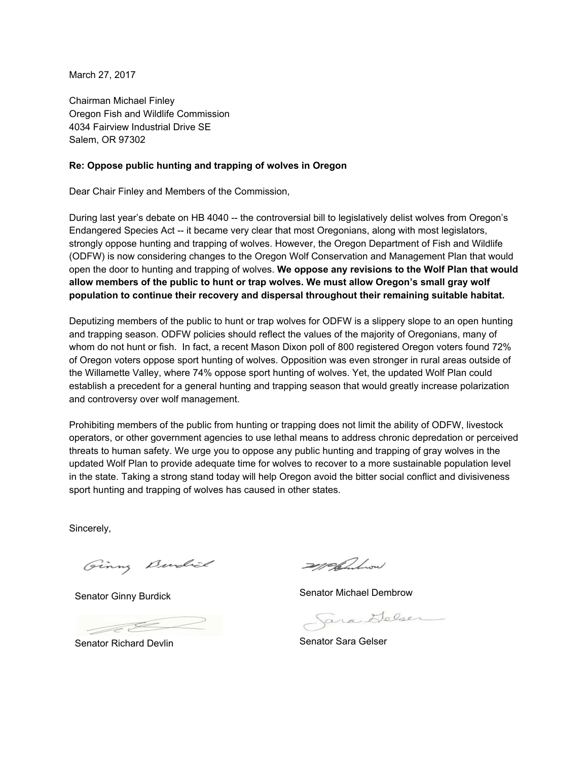March 27, 2017

Chairman Michael Finley
Oregon Fish and Wildlife Commission
4034 Fairview Industrial Drive SE
Salem, OR 97302

**Re: Oppose public hunting and trapping of wolves in Oregon**

Dear Chair Finley and Members of the Commission,

During last year's debate on HB 4040 -- the controversial bill to legislatively delist wolves from Oregon's Endangered Species Act -- it became very clear that most Oregonians, along with most legislators, strongly oppose hunting and trapping of wolves. However, the Oregon Department of Fish and Wildlife (ODFW) is now considering changes to the Oregon Wolf Conservation and Management Plan that would open the door to hunting and trapping of wolves. **We oppose any revisions to the Wolf Plan that would allow members of the public to hunt or trap wolves. We must allow Oregon's small gray wolf population to continue their recovery and dispersal throughout their remaining suitable habitat.**

Deputizing members of the public to hunt or trap wolves for ODFW is a slippery slope to an open hunting and trapping season. ODFW policies should reflect the values of the majority of Oregonians, many of whom do not hunt or fish. In fact, a recent Mason Dixon poll of 800 registered Oregon voters found 72% of Oregon voters oppose sport hunting of wolves. Opposition was even stronger in rural areas outside of the Willamette Valley, where 74% oppose sport hunting of wolves. Yet, the updated Wolf Plan could establish a precedent for a general hunting and trapping season that would greatly increase polarization and controversy over wolf management.

Prohibiting members of the public from hunting or trapping does not limit the ability of ODFW, livestock operators, or other government agencies to use lethal means to address chronic depredation or perceived threats to human safety. We urge you to oppose any public hunting and trapping of gray wolves in the updated Wolf Plan to provide adequate time for wolves to recover to a more sustainable population level in the state. Taking a strong stand today will help Oregon avoid the bitter social conflict and divisiveness sport hunting and trapping of wolves has caused in other states.

Sincerely,

Senator Ginny Burdick

Senator Michael Dembrow

Senator Richard Devlin

Senator Sara Gelser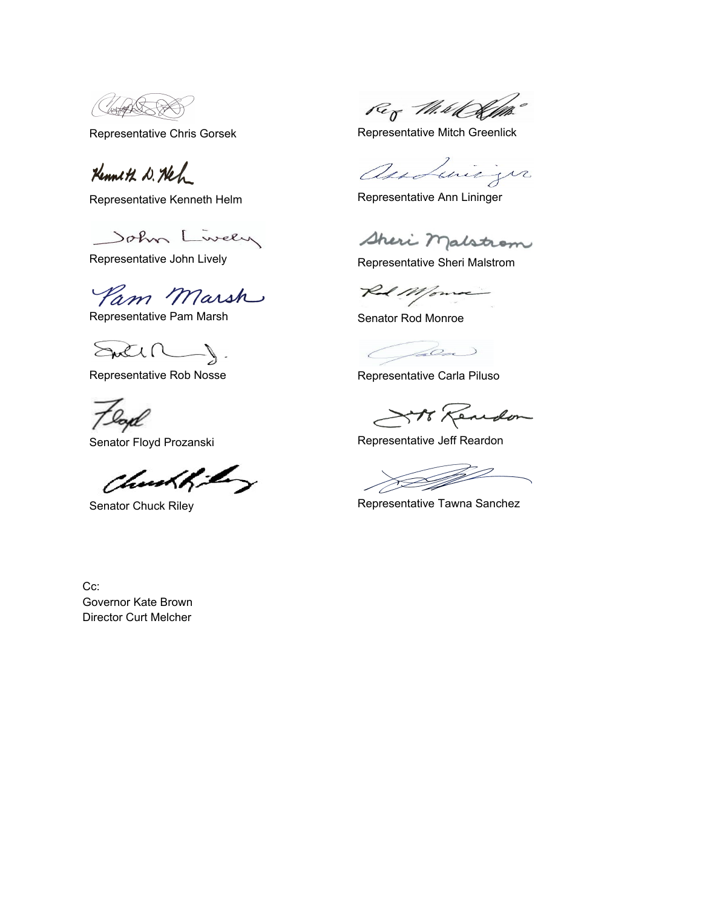Representative Chris Gorsek

Representative Mitch Greenlick

Representative Kenneth Helm

Representative Ann Lininger

Representative John Lively

Representative Sheri Malstrom

Representative Pam Marsh

Senator Rod Monroe

Representative Rob Nosse

Representative Carla Piluso

Senator Floyd Prozanski

Representative Jeff Reardon

Senator Chuck Riley

Representative Tawna Sanchez

Cc:
Governor Kate Brown
Director Curt Melcher